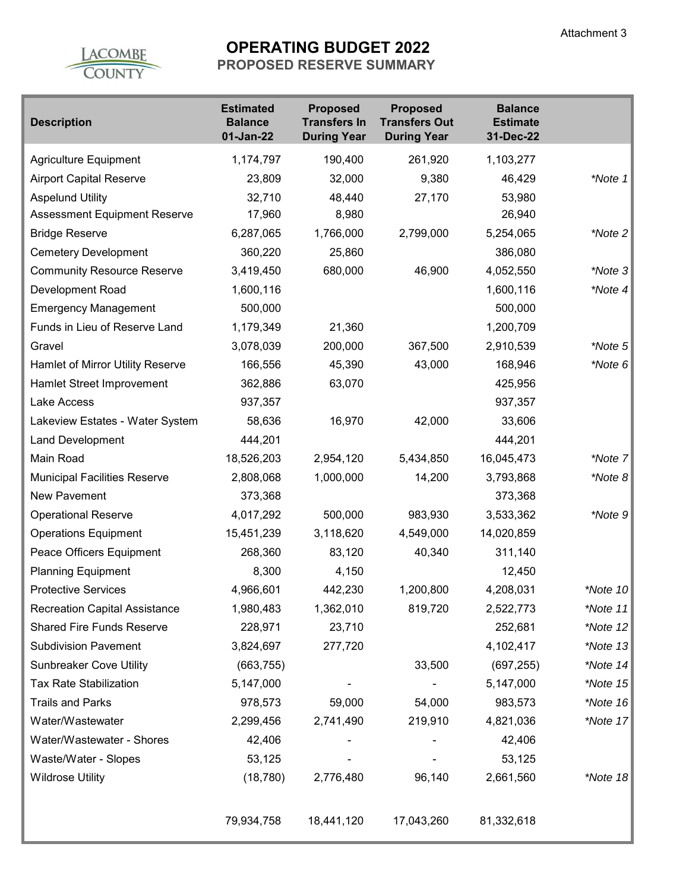Attachment 3

LACOMBE COUNTY

# OPERATING BUDGET 2022

## PROPOSED RESERVE SUMMARY

| Description | Estimated Balance 01-Jan-22 | Proposed Transfers In During Year | Proposed Transfers Out During Year | Balance Estimate 31-Dec-22 | |
|---|---|---|---|---|---|
| Agriculture Equipment | 1,174,797 | 190,400 | 261,920 | 1,103,277 | |
| Airport Capital Reserve | 23,809 | 32,000 | 9,380 | 46,429 | *Note 1 |
| Aspelund Utility | 32,710 | 48,440 | 27,170 | 53,980 | |
| Assessment Equipment Reserve | 17,960 | 8,980 | | 26,940 | |
| Bridge Reserve | 6,287,065 | 1,766,000 | 2,799,000 | 5,254,065 | *Note 2 |
| Cemetery Development | 360,220 | 25,860 | | 386,080 | |
| Community Resource Reserve | 3,419,450 | 680,000 | 46,900 | 4,052,550 | *Note 3 |
| Development Road | 1,600,116 | | | 1,600,116 | *Note 4 |
| Emergency Management | 500,000 | | | 500,000 | |
| Funds in Lieu of Reserve Land | 1,179,349 | 21,360 | | 1,200,709 | |
| Gravel | 3,078,039 | 200,000 | 367,500 | 2,910,539 | *Note 5 |
| Hamlet of Mirror Utility Reserve | 166,556 | 45,390 | 43,000 | 168,946 | *Note 6 |
| Hamlet Street Improvement | 362,886 | 63,070 | | 425,956 | |
| Lake Access | 937,357 | | | 937,357 | |
| Lakeview Estates - Water System | 58,636 | 16,970 | 42,000 | 33,606 | |
| Land Development | 444,201 | | | 444,201 | |
| Main Road | 18,526,203 | 2,954,120 | 5,434,850 | 16,045,473 | *Note 7 |
| Municipal Facilities Reserve | 2,808,068 | 1,000,000 | 14,200 | 3,793,868 | *Note 8 |
| New Pavement | 373,368 | | | 373,368 | |
| Operational Reserve | 4,017,292 | 500,000 | 983,930 | 3,533,362 | *Note 9 |
| Operations Equipment | 15,451,239 | 3,118,620 | 4,549,000 | 14,020,859 | |
| Peace Officers Equipment | 268,360 | 83,120 | 40,340 | 311,140 | |
| Planning Equipment | 8,300 | 4,150 | | 12,450 | |
| Protective Services | 4,966,601 | 442,230 | 1,200,800 | 4,208,031 | *Note 10 |
| Recreation Capital Assistance | 1,980,483 | 1,362,010 | 819,720 | 2,522,773 | *Note 11 |
| Shared Fire Funds Reserve | 228,971 | 23,710 | | 252,681 | *Note 12 |
| Subdivision Pavement | 3,824,697 | 277,720 | | 4,102,417 | *Note 13 |
| Sunbreaker Cove Utility | (663,755) | | 33,500 | (697,255) | *Note 14 |
| Tax Rate Stabilization | 5,147,000 | - | - | 5,147,000 | *Note 15 |
| Trails and Parks | 978,573 | 59,000 | 54,000 | 983,573 | *Note 16 |
| Water/Wastewater | 2,299,456 | 2,741,490 | 219,910 | 4,821,036 | *Note 17 |
| Water/Wastewater - Shores | 42,406 | - | - | 42,406 | |
| Waste/Water - Slopes | 53,125 | - | - | 53,125 | |
| Wildrose Utility | (18,780) | 2,776,480 | 96,140 | 2,661,560 | *Note 18 |
| | 79,934,758 | 18,441,120 | 17,043,260 | 81,332,618 | |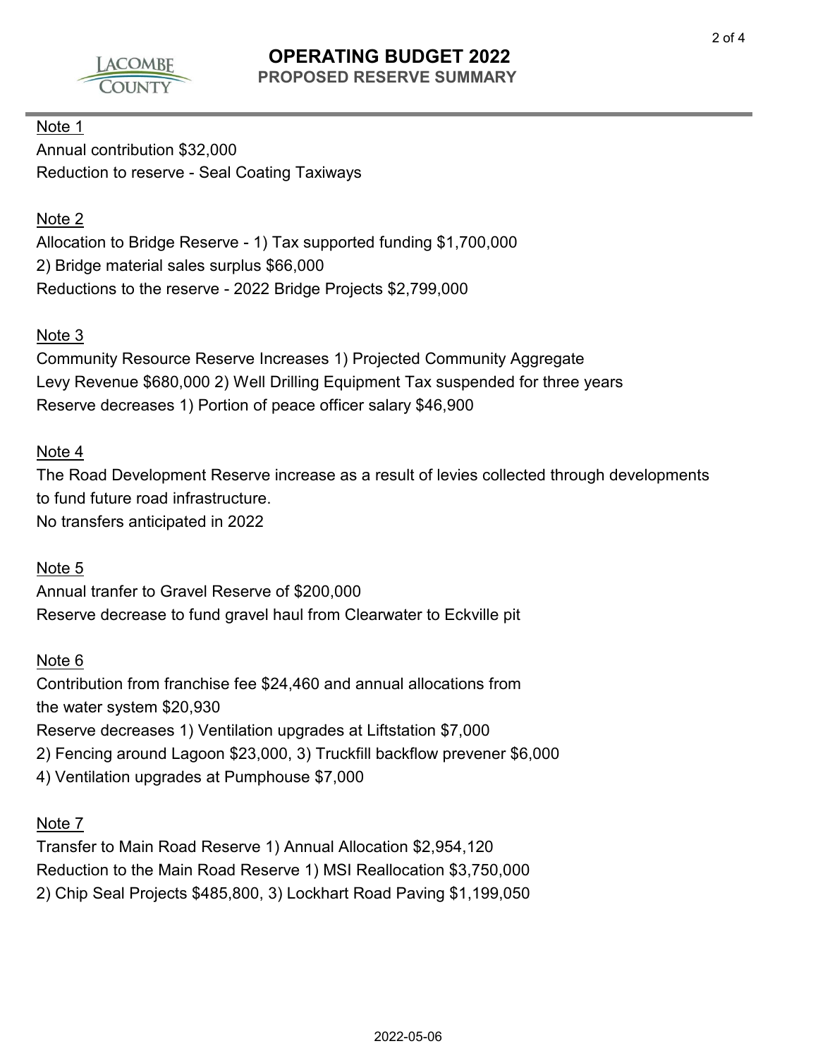# OPERATING BUDGET 2022

## PROPOSED RESERVE SUMMARY

Note 1

Annual contribution $32,000

Reduction to reserve - Seal Coating Taxiways

Note 2

Allocation to Bridge Reserve - 1) Tax supported funding $1,700,000

2) Bridge material sales surplus $66,000

Reductions to the reserve - 2022 Bridge Projects $2,799,000

Note 3

Community Resource Reserve Increases 1) Projected Community Aggregate Levy Revenue $680,000 2) Well Drilling Equipment Tax suspended for three years

Reserve decreases 1) Portion of peace officer salary $46,900

Note 4

The Road Development Reserve increase as a result of levies collected through developments to fund future road infrastructure.

No transfers anticipated in 2022

Note 5

Annual tranfer to Gravel Reserve of $200,000

Reserve decrease to fund gravel haul from Clearwater to Eckville pit

Note 6

Contribution from franchise fee $24,460 and annual allocations from the water system $20,930

Reserve decreases 1) Ventilation upgrades at Liftstation $7,000

2) Fencing around Lagoon $23,000, 3) Truckfill backflow prevener $6,000

4) Ventilation upgrades at Pumphouse $7,000

Note 7

Transfer to Main Road Reserve 1) Annual Allocation $2,954,120

Reduction to the Main Road Reserve 1) MSI Reallocation $3,750,000

2) Chip Seal Projects $485,800, 3) Lockhart Road Paving $1,199,050

2022-05-06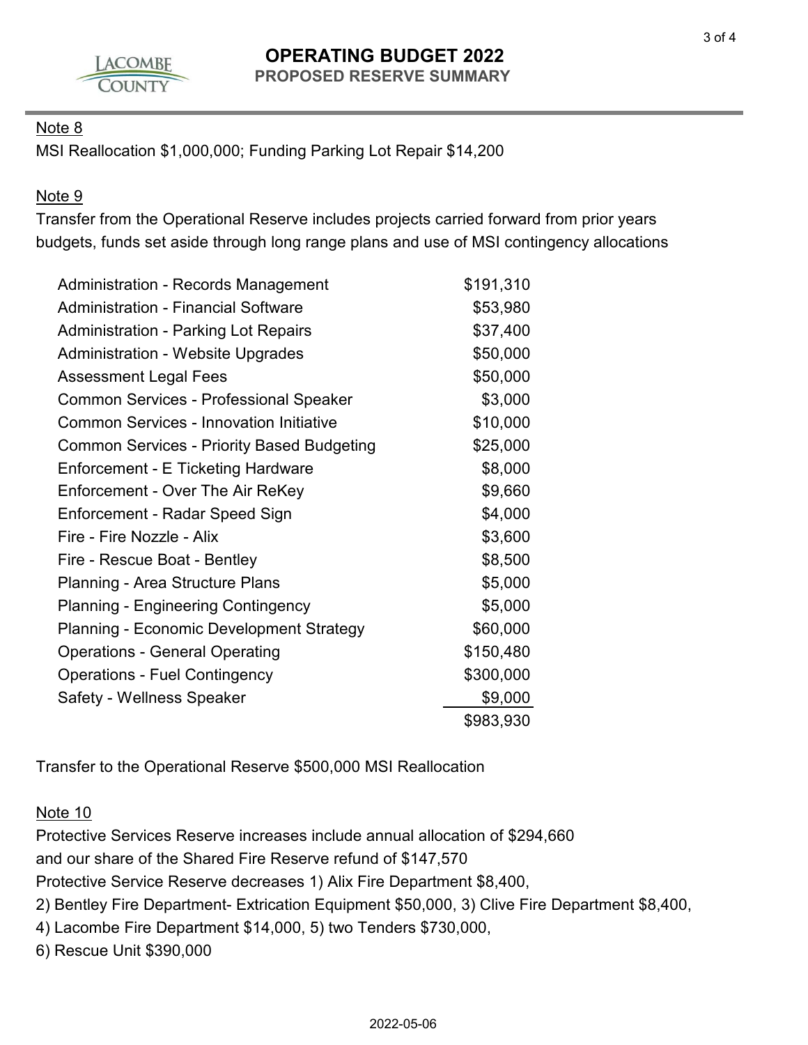# OPERATING BUDGET 2022

## PROPOSED RESERVE SUMMARY

Note 8

MSI Reallocation $1,000,000; Funding Parking Lot Repair $14,200

Note 9

Transfer from the Operational Reserve includes projects carried forward from prior years budgets, funds set aside through long range plans and use of MSI contingency allocations

| | |
|---|---:|
| Administration - Records Management | $191,310 |
| Administration - Financial Software | $53,980 |
| Administration - Parking Lot Repairs | $37,400 |
| Administration - Website Upgrades | $50,000 |
| Assessment Legal Fees | $50,000 |
| Common Services - Professional Speaker | $3,000 |
| Common Services - Innovation Initiative | $10,000 |
| Common Services - Priority Based Budgeting | $25,000 |
| Enforcement - E Ticketing Hardware | $8,000 |
| Enforcement - Over The Air ReKey | $9,660 |
| Enforcement - Radar Speed Sign | $4,000 |
| Fire - Fire Nozzle - Alix | $3,600 |
| Fire - Rescue Boat - Bentley | $8,500 |
| Planning - Area Structure Plans | $5,000 |
| Planning - Engineering Contingency | $5,000 |
| Planning - Economic Development Strategy | $60,000 |
| Operations - General Operating | $150,480 |
| Operations - Fuel Contingency | $300,000 |
| Safety - Wellness Speaker | $9,000 |
| | $983,930 |

Transfer to the Operational Reserve $500,000 MSI Reallocation

Note 10

Protective Services Reserve increases include annual allocation of $294,660 and our share of the Shared Fire Reserve refund of $147,570

Protective Service Reserve decreases 1) Alix Fire Department $8,400, 2) Bentley Fire Department- Extrication Equipment $50,000, 3) Clive Fire Department $8,400, 4) Lacombe Fire Department $14,000, 5) two Tenders $730,000, 6) Rescue Unit $390,000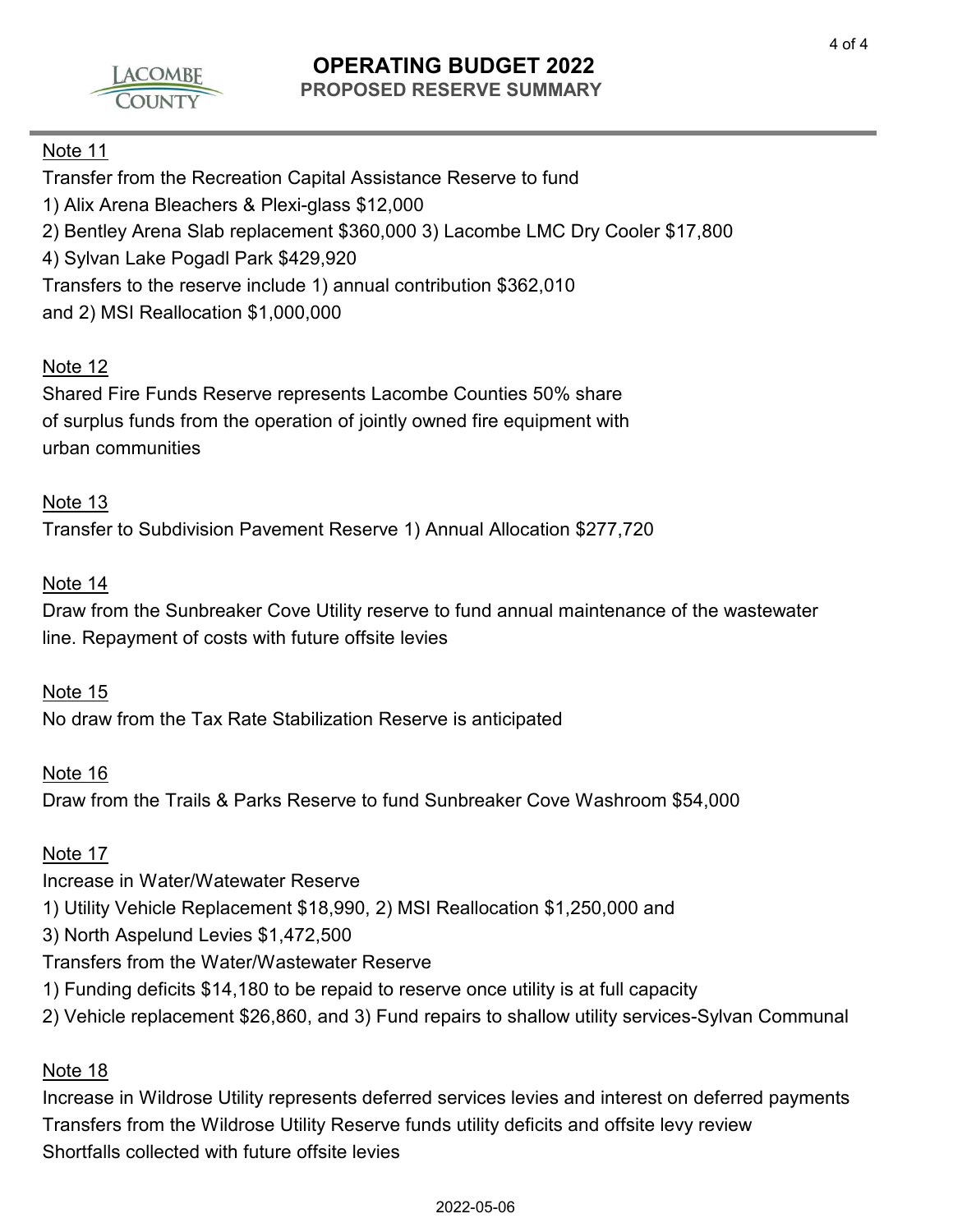# OPERATING BUDGET 2022

## PROPOSED RESERVE SUMMARY

Note 11

Transfer from the Recreation Capital Assistance Reserve to fund
1) Alix Arena Bleachers & Plexi-glass $12,000
2) Bentley Arena Slab replacement $360,000 3) Lacombe LMC Dry Cooler $17,800
4) Sylvan Lake Pogadl Park $429,920
Transfers to the reserve include 1) annual contribution $362,010
and 2) MSI Reallocation $1,000,000

Note 12

Shared Fire Funds Reserve represents Lacombe Counties 50% share
of surplus funds from the operation of jointly owned fire equipment with
urban communities

Note 13

Transfer to Subdivision Pavement Reserve 1) Annual Allocation $277,720

Note 14

Draw from the Sunbreaker Cove Utility reserve to fund annual maintenance of the wastewater
line. Repayment of costs with future offsite levies

Note 15

No draw from the Tax Rate Stabilization Reserve is anticipated

Note 16

Draw from the Trails & Parks Reserve to fund Sunbreaker Cove Washroom $54,000

Note 17

Increase in Water/Watewater Reserve
1) Utility Vehicle Replacement $18,990, 2) MSI Reallocation $1,250,000 and
3) North Aspelund Levies $1,472,500
Transfers from the Water/Wastewater Reserve
1) Funding deficits $14,180 to be repaid to reserve once utility is at full capacity
2) Vehicle replacement $26,860, and 3) Fund repairs to shallow utility services-Sylvan Communal

Note 18

Increase in Wildrose Utility represents deferred services levies and interest on deferred payments
Transfers from the Wildrose Utility Reserve funds utility deficits and offsite levy review
Shortfalls collected with future offsite levies

2022-05-06